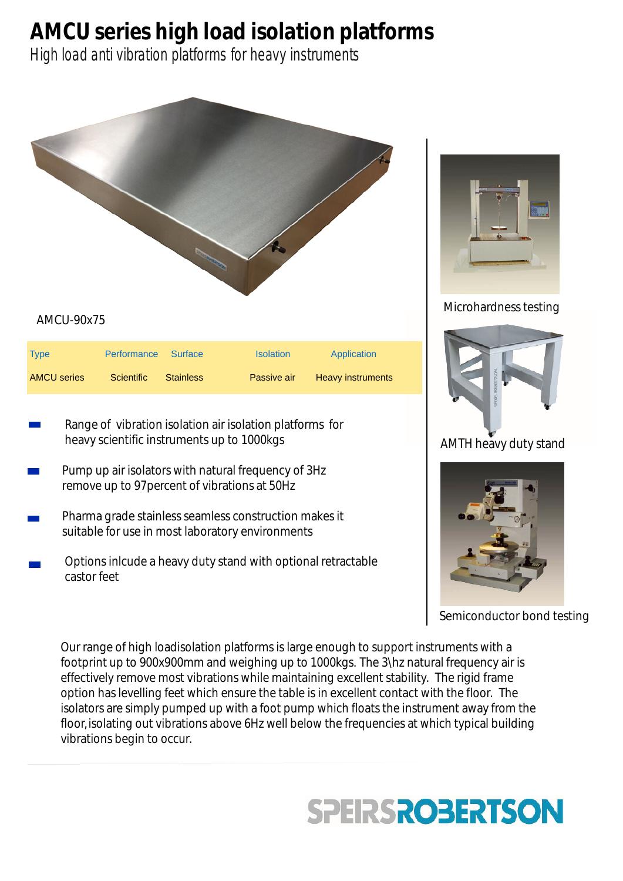# AMCU series high load isolation platforms

*High load anti vibration platforms for heavy instruments*

AMCU-90x75

| Type | Performance | Surface | Isolation | Application |
| --- | --- | --- | --- | --- |
| AMCU series | Scientific | Stainless | Passive air | Heavy instruments |

- Range of vibration isolation air isolation platforms for heavy scientific instruments up to 1000kgs
- Pump up air isolators with natural frequency of 3Hz remove up to 97percent of vibrations at 50Hz
- Pharma grade stainless seamless construction makes it suitable for use in most laboratory environments
- Options inlcude a heavy duty stand with optional retractable castor feet

Microhardness testing

AMTH heavy duty stand

Semiconductor bond testing

Our range of high loadisolation platforms is large enough to support instruments with a footprint up to 900x900mm and weighing up to 1000kgs. The 3\hz natural frequency air is effectively remove most vibrations while maintaining excellent stability. The rigid frame option has levelling feet which ensure the table is in excellent contact with the floor. The isolators are simply pumped up with a foot pump which floats the instrument away from the floor, isolating out vibrations above 6Hz well below the frequencies at which typical building vibrations begin to occur.

SPEIRSROBERTSON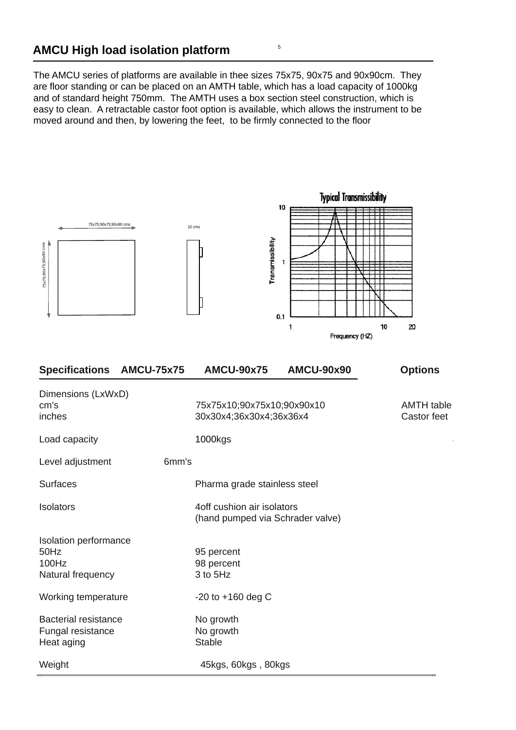## AMCU High load isolation platform

The AMCU series of platforms are available in thee sizes 75x75, 90x75 and 90x90cm. They are floor standing or can be placed on an AMTH table, which has a load capacity of 1000kg and of standard height 750mm. The AMTH uses a box section steel construction, which is easy to clean. A retractable castor foot option is available, which allows the instrument to be moved around and then, by lowering the feet, to be firmly connected to the floor

75x75;90x75;90x90 cms

75x75;90x75;90x90 cms

10 cms

Typical Transmissibility

10

1

0.1

Transmissibility

1

10

20

Frequency (HZ)

| Specifications | AMCU-75x75 / AMCU-90x75 / AMCU-90x90 | Options |
|---|---|---|
| Dimensions (LxWxD) | | |
| cm's | 75x75x10;90x75x10;90x90x10 | AMTH table |
| inches | 30x30x4;36x30x4;36x36x4 | Castor feet |
| Load capacity | 1000kgs | |
| Level adjustment | 6mm's | |
| Surfaces | Pharma grade stainless steel | |
| Isolators | 4off cushion air isolators (hand pumped via Schrader valve) | |
| Isolation performance | | |
| 50Hz | 95 percent | |
| 100Hz | 98 percent | |
| Natural frequency | 3 to 5Hz | |
| Working temperature | -20 to +160 deg C | |
| Bacterial resistance | No growth | |
| Fungal resistance | No growth | |
| Heat aging | Stable | |
| Weight | 45kgs, 60kgs , 80kgs | |